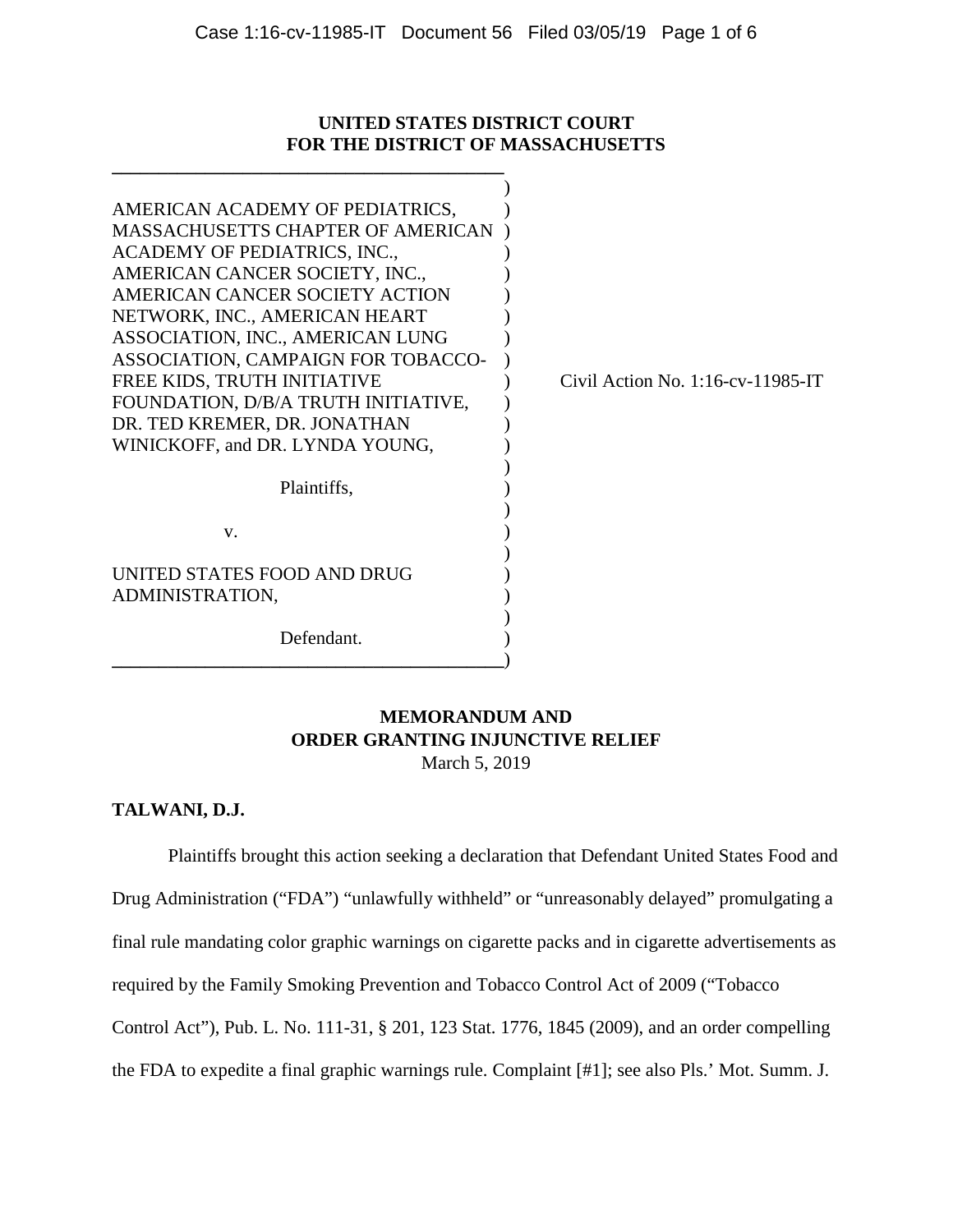**UNITED STATES DISTRICT COURT**
**FOR THE DISTRICT OF MASSACHUSETTS**

AMERICAN ACADEMY OF PEDIATRICS, MASSACHUSETTS CHAPTER OF AMERICAN ACADEMY OF PEDIATRICS, INC., AMERICAN CANCER SOCIETY, INC., AMERICAN CANCER SOCIETY ACTION NETWORK, INC., AMERICAN HEART ASSOCIATION, INC., AMERICAN LUNG ASSOCIATION, CAMPAIGN FOR TOBACCO-FREE KIDS, TRUTH INITIATIVE FOUNDATION, D/B/A TRUTH INITIATIVE, DR. TED KREMER, DR. JONATHAN WINICKOFF, and DR. LYNDA YOUNG,

Plaintiffs,

v.

UNITED STATES FOOD AND DRUG ADMINISTRATION,

Defendant.

Civil Action No. 1:16-cv-11985-IT

**MEMORANDUM AND**
**ORDER GRANTING INJUNCTIVE RELIEF**
March 5, 2019

**TALWANI, D.J.**

Plaintiffs brought this action seeking a declaration that Defendant United States Food and Drug Administration ("FDA") "unlawfully withheld" or "unreasonably delayed" promulgating a final rule mandating color graphic warnings on cigarette packs and in cigarette advertisements as required by the Family Smoking Prevention and Tobacco Control Act of 2009 ("Tobacco Control Act"), Pub. L. No. 111-31, § 201, 123 Stat. 1776, 1845 (2009), and an order compelling the FDA to expedite a final graphic warnings rule. Complaint [#1]; see also Pls.' Mot. Summ. J.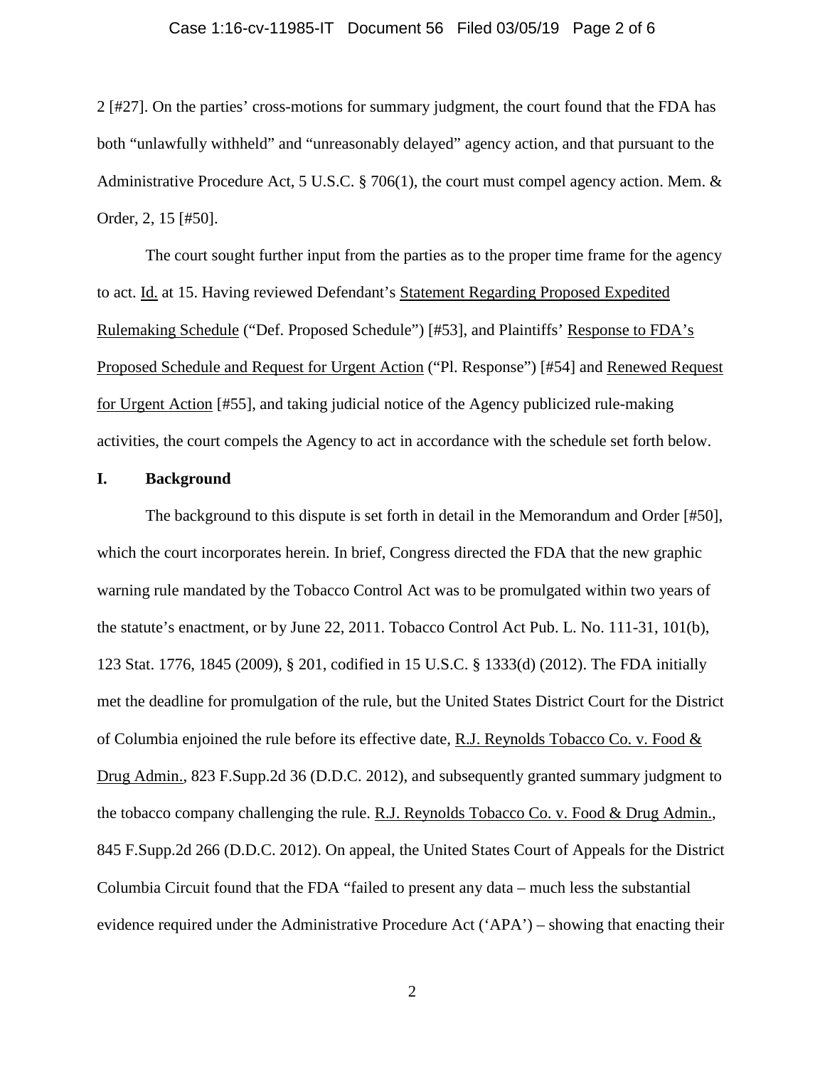2 [#27]. On the parties' cross-motions for summary judgment, the court found that the FDA has both "unlawfully withheld" and "unreasonably delayed" agency action, and that pursuant to the Administrative Procedure Act, 5 U.S.C. § 706(1), the court must compel agency action. Mem. & Order, 2, 15 [#50].

The court sought further input from the parties as to the proper time frame for the agency to act. Id. at 15. Having reviewed Defendant's Statement Regarding Proposed Expedited Rulemaking Schedule ("Def. Proposed Schedule") [#53], and Plaintiffs' Response to FDA's Proposed Schedule and Request for Urgent Action ("Pl. Response") [#54] and Renewed Request for Urgent Action [#55], and taking judicial notice of the Agency publicized rule-making activities, the court compels the Agency to act in accordance with the schedule set forth below.

## I. Background

The background to this dispute is set forth in detail in the Memorandum and Order [#50], which the court incorporates herein. In brief, Congress directed the FDA that the new graphic warning rule mandated by the Tobacco Control Act was to be promulgated within two years of the statute's enactment, or by June 22, 2011. Tobacco Control Act Pub. L. No. 111-31, 101(b), 123 Stat. 1776, 1845 (2009), § 201, codified in 15 U.S.C. § 1333(d) (2012). The FDA initially met the deadline for promulgation of the rule, but the United States District Court for the District of Columbia enjoined the rule before its effective date, R.J. Reynolds Tobacco Co. v. Food & Drug Admin., 823 F.Supp.2d 36 (D.D.C. 2012), and subsequently granted summary judgment to the tobacco company challenging the rule. R.J. Reynolds Tobacco Co. v. Food & Drug Admin., 845 F.Supp.2d 266 (D.D.C. 2012). On appeal, the United States Court of Appeals for the District Columbia Circuit found that the FDA "failed to present any data – much less the substantial evidence required under the Administrative Procedure Act ('APA') – showing that enacting their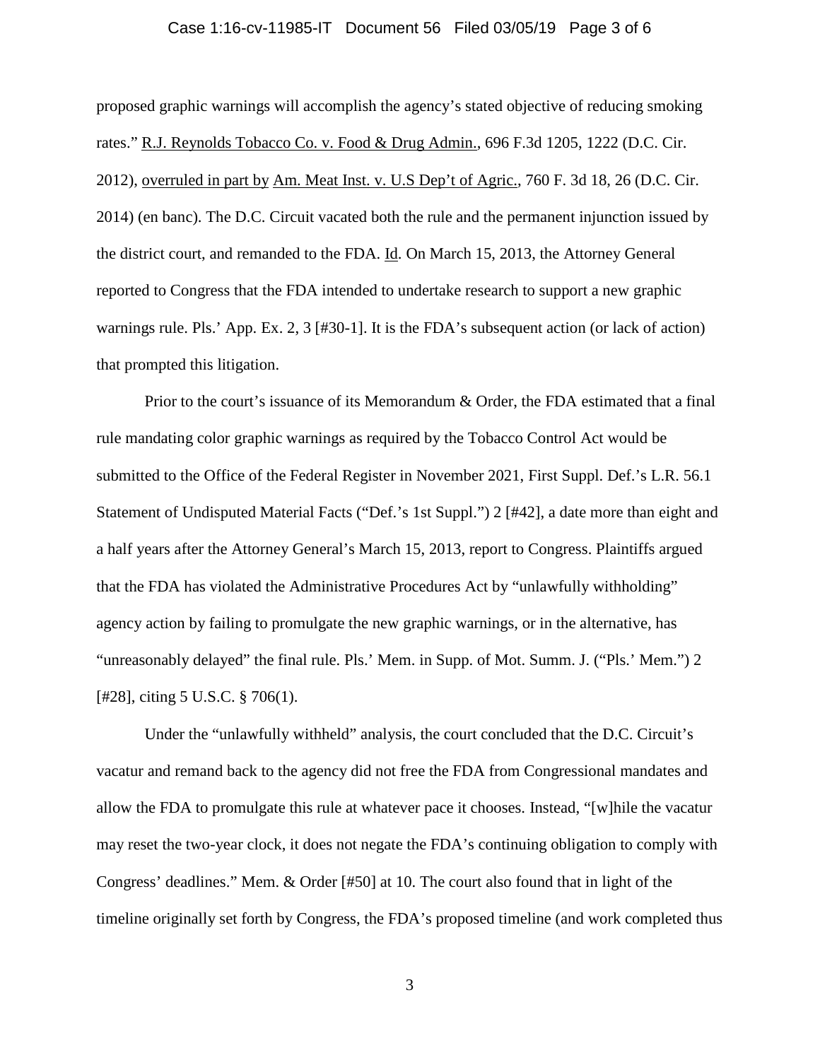proposed graphic warnings will accomplish the agency's stated objective of reducing smoking rates." R.J. Reynolds Tobacco Co. v. Food & Drug Admin., 696 F.3d 1205, 1222 (D.C. Cir. 2012), overruled in part by Am. Meat Inst. v. U.S Dep't of Agric., 760 F. 3d 18, 26 (D.C. Cir. 2014) (en banc). The D.C. Circuit vacated both the rule and the permanent injunction issued by the district court, and remanded to the FDA. Id. On March 15, 2013, the Attorney General reported to Congress that the FDA intended to undertake research to support a new graphic warnings rule. Pls.' App. Ex. 2, 3 [#30-1]. It is the FDA's subsequent action (or lack of action) that prompted this litigation.

Prior to the court's issuance of its Memorandum & Order, the FDA estimated that a final rule mandating color graphic warnings as required by the Tobacco Control Act would be submitted to the Office of the Federal Register in November 2021, First Suppl. Def.'s L.R. 56.1 Statement of Undisputed Material Facts ("Def.'s 1st Suppl.") 2 [#42], a date more than eight and a half years after the Attorney General's March 15, 2013, report to Congress. Plaintiffs argued that the FDA has violated the Administrative Procedures Act by "unlawfully withholding" agency action by failing to promulgate the new graphic warnings, or in the alternative, has "unreasonably delayed" the final rule. Pls.' Mem. in Supp. of Mot. Summ. J. ("Pls.' Mem.") 2 [#28], citing 5 U.S.C. § 706(1).

Under the "unlawfully withheld" analysis, the court concluded that the D.C. Circuit's vacatur and remand back to the agency did not free the FDA from Congressional mandates and allow the FDA to promulgate this rule at whatever pace it chooses. Instead, "[w]hile the vacatur may reset the two-year clock, it does not negate the FDA's continuing obligation to comply with Congress' deadlines." Mem. & Order [#50] at 10. The court also found that in light of the timeline originally set forth by Congress, the FDA's proposed timeline (and work completed thus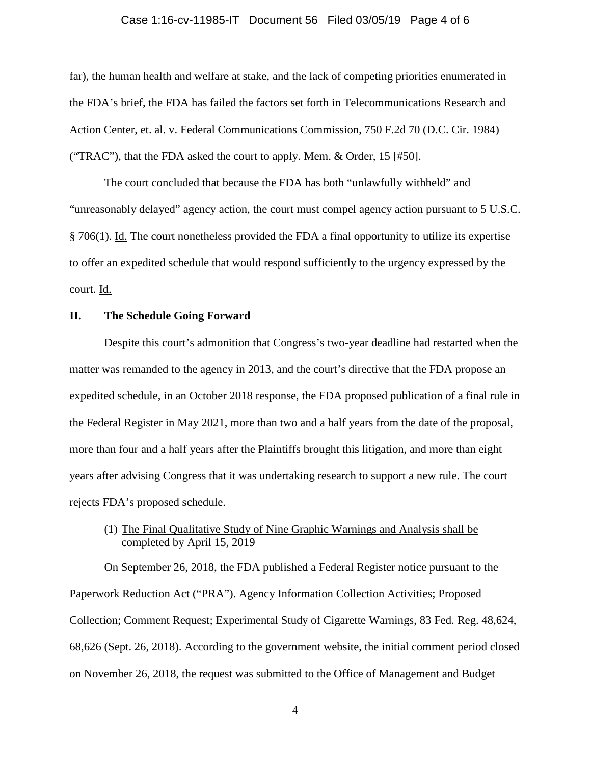far), the human health and welfare at stake, and the lack of competing priorities enumerated in the FDA's brief, the FDA has failed the factors set forth in Telecommunications Research and Action Center, et. al. v. Federal Communications Commission, 750 F.2d 70 (D.C. Cir. 1984) ("TRAC"), that the FDA asked the court to apply. Mem. & Order, 15 [#50].

The court concluded that because the FDA has both "unlawfully withheld" and "unreasonably delayed" agency action, the court must compel agency action pursuant to 5 U.S.C. § 706(1). Id. The court nonetheless provided the FDA a final opportunity to utilize its expertise to offer an expedited schedule that would respond sufficiently to the urgency expressed by the court. Id.

## II. The Schedule Going Forward

Despite this court's admonition that Congress's two-year deadline had restarted when the matter was remanded to the agency in 2013, and the court's directive that the FDA propose an expedited schedule, in an October 2018 response, the FDA proposed publication of a final rule in the Federal Register in May 2021, more than two and a half years from the date of the proposal, more than four and a half years after the Plaintiffs brought this litigation, and more than eight years after advising Congress that it was undertaking research to support a new rule. The court rejects FDA's proposed schedule.

(1) The Final Qualitative Study of Nine Graphic Warnings and Analysis shall be completed by April 15, 2019

On September 26, 2018, the FDA published a Federal Register notice pursuant to the Paperwork Reduction Act ("PRA"). Agency Information Collection Activities; Proposed Collection; Comment Request; Experimental Study of Cigarette Warnings, 83 Fed. Reg. 48,624, 68,626 (Sept. 26, 2018). According to the government website, the initial comment period closed on November 26, 2018, the request was submitted to the Office of Management and Budget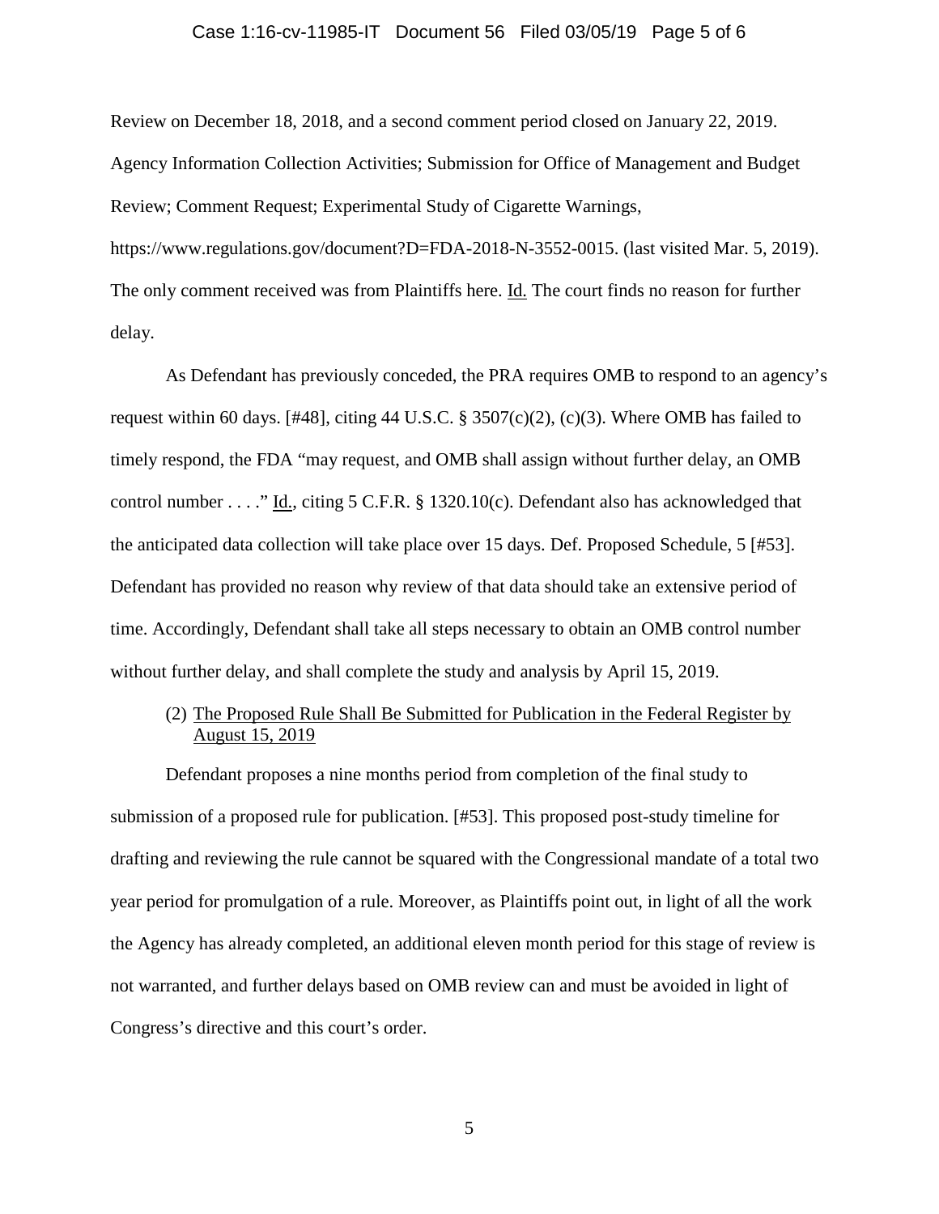Review on December 18, 2018, and a second comment period closed on January 22, 2019. Agency Information Collection Activities; Submission for Office of Management and Budget Review; Comment Request; Experimental Study of Cigarette Warnings, https://www.regulations.gov/document?D=FDA-2018-N-3552-0015. (last visited Mar. 5, 2019). The only comment received was from Plaintiffs here. Id. The court finds no reason for further delay.

As Defendant has previously conceded, the PRA requires OMB to respond to an agency's request within 60 days. [#48], citing 44 U.S.C. § 3507(c)(2), (c)(3). Where OMB has failed to timely respond, the FDA "may request, and OMB shall assign without further delay, an OMB control number . . . ." Id., citing 5 C.F.R. § 1320.10(c). Defendant also has acknowledged that the anticipated data collection will take place over 15 days. Def. Proposed Schedule, 5 [#53]. Defendant has provided no reason why review of that data should take an extensive period of time. Accordingly, Defendant shall take all steps necessary to obtain an OMB control number without further delay, and shall complete the study and analysis by April 15, 2019.

(2) The Proposed Rule Shall Be Submitted for Publication in the Federal Register by August 15, 2019

Defendant proposes a nine months period from completion of the final study to submission of a proposed rule for publication. [#53]. This proposed post-study timeline for drafting and reviewing the rule cannot be squared with the Congressional mandate of a total two year period for promulgation of a rule. Moreover, as Plaintiffs point out, in light of all the work the Agency has already completed, an additional eleven month period for this stage of review is not warranted, and further delays based on OMB review can and must be avoided in light of Congress's directive and this court's order.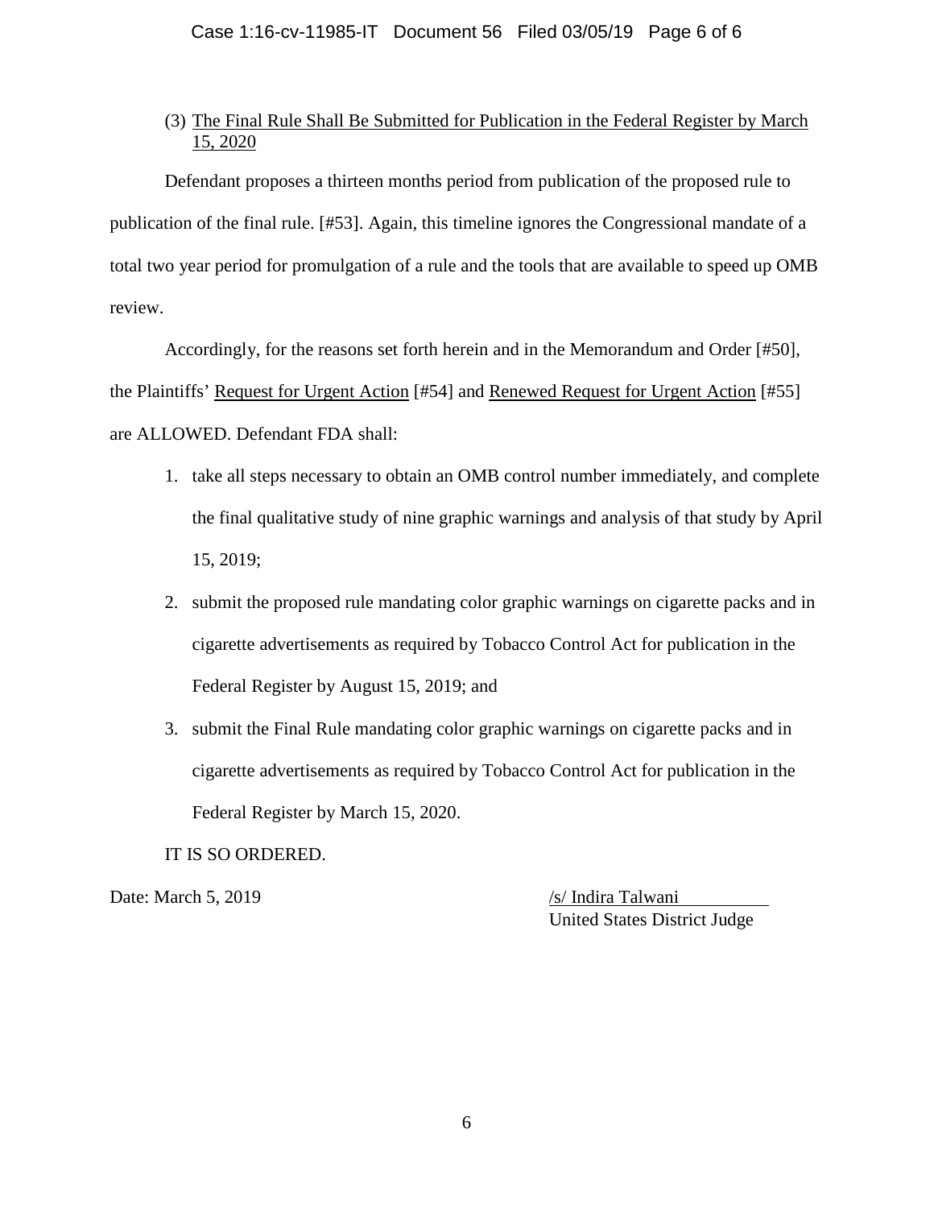(3) <u>The Final Rule Shall Be Submitted for Publication in the Federal Register by March 15, 2020</u>

Defendant proposes a thirteen months period from publication of the proposed rule to publication of the final rule. [#53]. Again, this timeline ignores the Congressional mandate of a total two year period for promulgation of a rule and the tools that are available to speed up OMB review.

Accordingly, for the reasons set forth herein and in the Memorandum and Order [#50], the Plaintiffs' <u>Request for Urgent Action</u> [#54] and <u>Renewed Request for Urgent Action</u> [#55] are ALLOWED. Defendant FDA shall:

1. take all steps necessary to obtain an OMB control number immediately, and complete the final qualitative study of nine graphic warnings and analysis of that study by April 15, 2019;
2. submit the proposed rule mandating color graphic warnings on cigarette packs and in cigarette advertisements as required by Tobacco Control Act for publication in the Federal Register by August 15, 2019; and
3. submit the Final Rule mandating color graphic warnings on cigarette packs and in cigarette advertisements as required by Tobacco Control Act for publication in the Federal Register by March 15, 2020.

IT IS SO ORDERED.

Date: March 5, 2019

/s/ Indira Talwani
United States District Judge